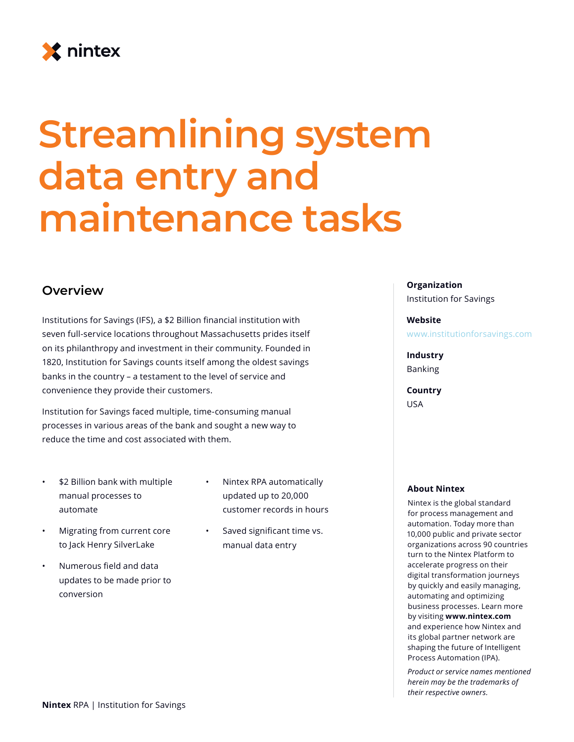nintex

# Streamlining system data entry and maintenance tasks

## Overview

Institutions for Savings (IFS), a $2 Billion financial institution with seven full-service locations throughout Massachusetts prides itself on its philanthropy and investment in their community. Founded in 1820, Institution for Savings counts itself among the oldest savings banks in the country – a testament to the level of service and convenience they provide their customers.

Institution for Savings faced multiple, time-consuming manual processes in various areas of the bank and sought a new way to reduce the time and cost associated with them.

- $2 Billion bank with multiple manual processes to automate
- Migrating from current core to Jack Henry SilverLake
- Numerous field and data updates to be made prior to conversion
- Nintex RPA automatically updated up to 20,000 customer records in hours
- Saved significant time vs. manual data entry

**Organization**
Institution for Savings

**Website**
www.institutionforsavings.com

**Industry**
Banking

**Country**
USA

**About Nintex**

Nintex is the global standard for process management and automation. Today more than 10,000 public and private sector organizations across 90 countries turn to the Nintex Platform to accelerate progress on their digital transformation journeys by quickly and easily managing, automating and optimizing business processes. Learn more by visiting **www.nintex.com** and experience how Nintex and its global partner network are shaping the future of Intelligent Process Automation (IPA).

*Product or service names mentioned herein may be the trademarks of their respective owners.*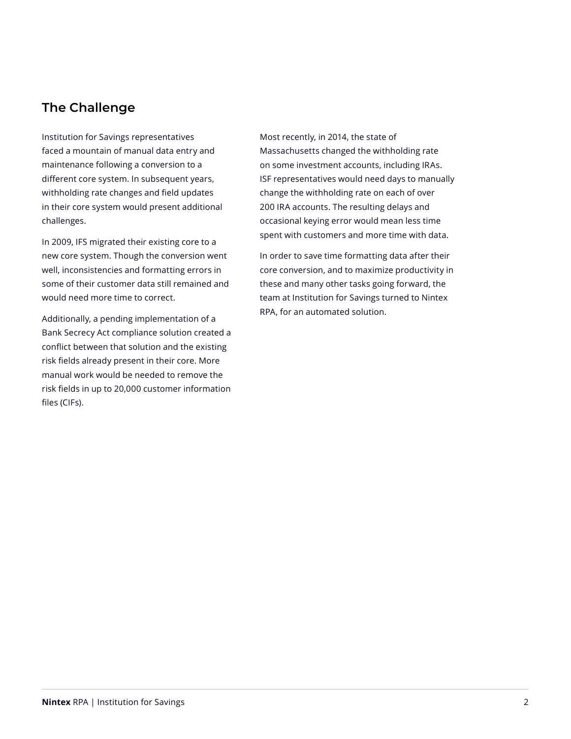## The Challenge

Institution for Savings representatives faced a mountain of manual data entry and maintenance following a conversion to a different core system. In subsequent years, withholding rate changes and field updates in their core system would present additional challenges.

In 2009, IFS migrated their existing core to a new core system. Though the conversion went well, inconsistencies and formatting errors in some of their customer data still remained and would need more time to correct.

Additionally, a pending implementation of a Bank Secrecy Act compliance solution created a conflict between that solution and the existing risk fields already present in their core. More manual work would be needed to remove the risk fields in up to 20,000 customer information files (CIFs).

Most recently, in 2014, the state of Massachusetts changed the withholding rate on some investment accounts, including IRAs. ISF representatives would need days to manually change the withholding rate on each of over 200 IRA accounts. The resulting delays and occasional keying error would mean less time spent with customers and more time with data.

In order to save time formatting data after their core conversion, and to maximize productivity in these and many other tasks going forward, the team at Institution for Savings turned to Nintex RPA, for an automated solution.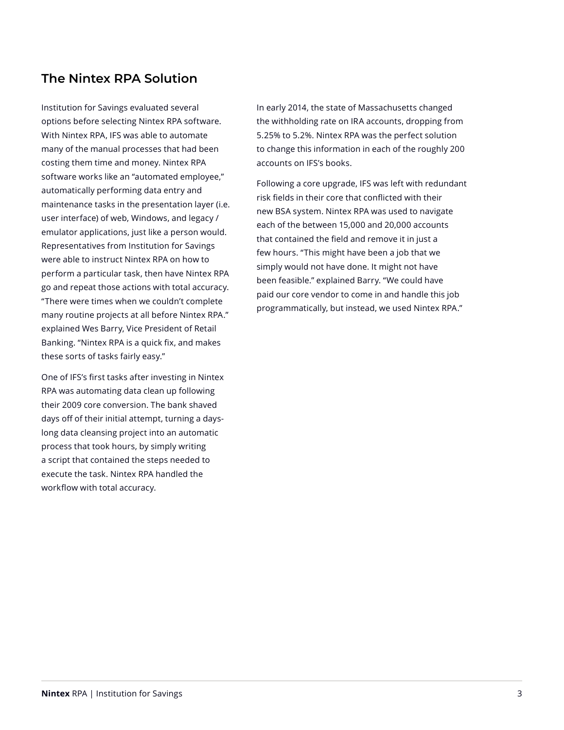## The Nintex RPA Solution

Institution for Savings evaluated several options before selecting Nintex RPA software. With Nintex RPA, IFS was able to automate many of the manual processes that had been costing them time and money. Nintex RPA software works like an "automated employee," automatically performing data entry and maintenance tasks in the presentation layer (i.e. user interface) of web, Windows, and legacy / emulator applications, just like a person would. Representatives from Institution for Savings were able to instruct Nintex RPA on how to perform a particular task, then have Nintex RPA go and repeat those actions with total accuracy. "There were times when we couldn't complete many routine projects at all before Nintex RPA." explained Wes Barry, Vice President of Retail Banking. "Nintex RPA is a quick fix, and makes these sorts of tasks fairly easy."

One of IFS's first tasks after investing in Nintex RPA was automating data clean up following their 2009 core conversion. The bank shaved days off of their initial attempt, turning a days-long data cleansing project into an automatic process that took hours, by simply writing a script that contained the steps needed to execute the task. Nintex RPA handled the workflow with total accuracy.

In early 2014, the state of Massachusetts changed the withholding rate on IRA accounts, dropping from 5.25% to 5.2%. Nintex RPA was the perfect solution to change this information in each of the roughly 200 accounts on IFS's books.

Following a core upgrade, IFS was left with redundant risk fields in their core that conflicted with their new BSA system. Nintex RPA was used to navigate each of the between 15,000 and 20,000 accounts that contained the field and remove it in just a few hours. "This might have been a job that we simply would not have done. It might not have been feasible." explained Barry. "We could have paid our core vendor to come in and handle this job programmatically, but instead, we used Nintex RPA."